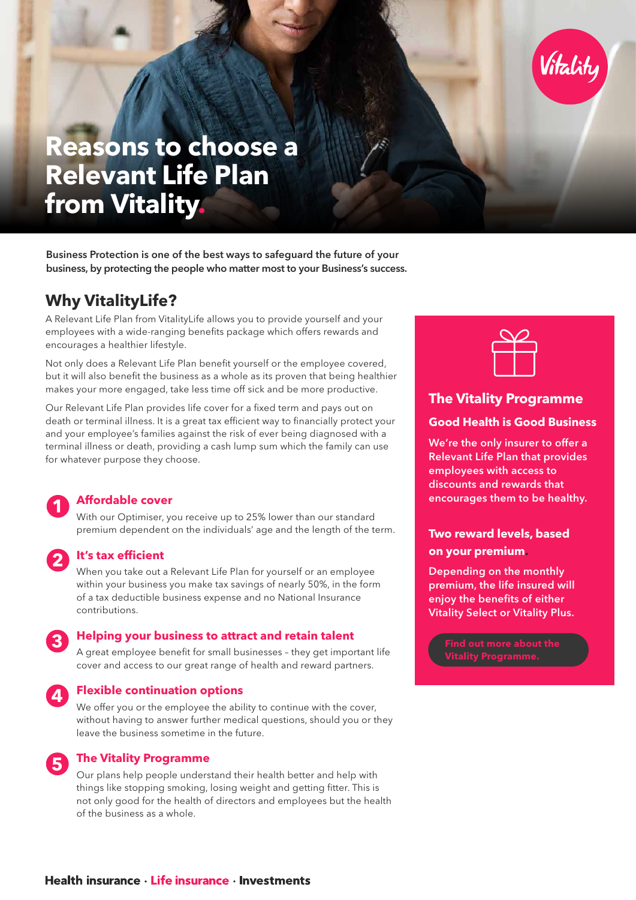# Reasons to choose a Relevant Life Plan from Vitality.

**Business Protection is one of the best ways to safeguard the future of your business, by protecting the people who matter most to your Business's success.**

## Why VitalityLife?

A Relevant Life Plan from VitalityLife allows you to provide yourself and your employees with a wide-ranging benefits package which offers rewards and encourages a healthier lifestyle.

Not only does a Relevant Life Plan benefit yourself or the employee covered, but it will also benefit the business as a whole as its proven that being healthier makes your more engaged, take less time off sick and be more productive.

Our Relevant Life Plan provides life cover for a fixed term and pays out on death or terminal illness. It is a great tax efficient way to financially protect your and your employee's families against the risk of ever being diagnosed with a terminal illness or death, providing a cash lump sum which the family can use for whatever purpose they choose.

### 1 Affordable cover

With our Optimiser, you receive up to 25% lower than our standard premium dependent on the individuals' age and the length of the term.

### 2 It's tax efficient

When you take out a Relevant Life Plan for yourself or an employee within your business you make tax savings of nearly 50%, in the form of a tax deductible business expense and no National Insurance contributions.

### 3 Helping your business to attract and retain talent

A great employee benefit for small businesses – they get important life cover and access to our great range of health and reward partners.

### 4 Flexible continuation options

We offer you or the employee the ability to continue with the cover, without having to answer further medical questions, should you or they leave the business sometime in the future.

### 5 The Vitality Programme

Our plans help people understand their health better and help with things like stopping smoking, losing weight and getting fitter. This is not only good for the health of directors and employees but the health of the business as a whole.

## The Vitality Programme

### Good Health is Good Business

We're the only insurer to offer a Relevant Life Plan that provides employees with access to discounts and rewards that encourages them to be healthy.

### Two reward levels, based on your premium.

Depending on the monthly premium, the life insured will enjoy the benefits of either Vitality Select or Vitality Plus.

Find out more about the Vitality Programme.

Health insurance · Life insurance · Investments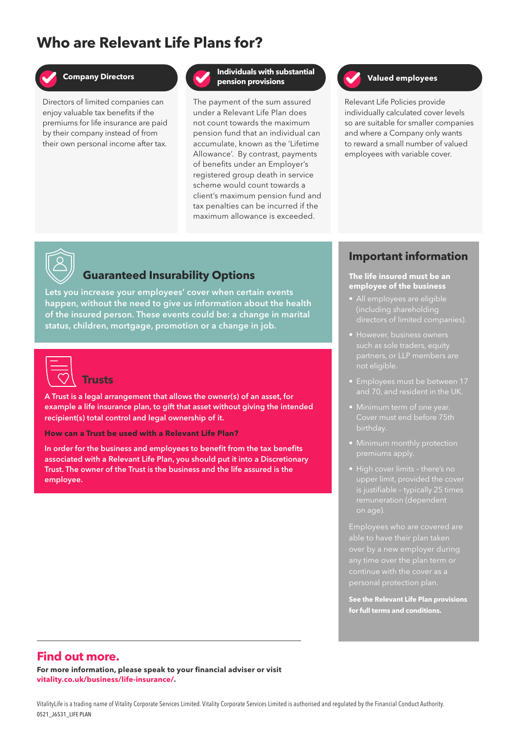# Who are Relevant Life Plans for?

### Company Directors

Directors of limited companies can enjoy valuable tax benefits if the premiums for life insurance are paid by their company instead of from their own personal income after tax.

### Individuals with substantial pension provisions

The payment of the sum assured under a Relevant Life Plan does not count towards the maximum pension fund that an individual can accumulate, known as the 'Lifetime Allowance'. By contrast, payments of benefits under an Employer's registered group death in service scheme would count towards a client's maximum pension fund and tax penalties can be incurred if the maximum allowance is exceeded.

### Valued employees

Relevant Life Policies provide individually calculated cover levels so are suitable for smaller companies and where a Company only wants to reward a small number of valued employees with variable cover.

## Guaranteed Insurability Options

Lets you increase your employees' cover when certain events happen, without the need to give us information about the health of the insured person. These events could be: a change in marital status, children, mortgage, promotion or a change in job.

## Trusts

A Trust is a legal arrangement that allows the owner(s) of an asset, for example a life insurance plan, to gift that asset without giving the intended recipient(s) total control and legal ownership of it.

**How can a Trust be used with a Relevant Life Plan?**

In order for the business and employees to benefit from the tax benefits associated with a Relevant Life Plan, you should put it into a Discretionary Trust. The owner of the Trust is the business and the life assured is the employee.

## Important information

**The life insured must be an employee of the business**

- All employees are eligible (including shareholding directors of limited companies).
- However, business owners such as sole traders, equity partners, or LLP members are not eligible.
- Employees must be between 17 and 70, and resident in the UK.
- Minimum term of one year. Cover must end before 75th birthday.
- Minimum monthly protection premiums apply.
- High cover limits – there's no upper limit, provided the cover is justifiable – typically 25 times remuneration (dependent on age).

Employees who are covered are able to have their plan taken over by a new employer during any time over the plan term or continue with the cover as a personal protection plan.

**See the Relevant Life Plan provisions for full terms and conditions.**

## Find out more.

**For more information, please speak to your financial adviser or visit vitality.co.uk/business/life-insurance/.**

VitalityLife is a trading name of Vitality Corporate Services Limited. Vitality Corporate Services Limited is authorised and regulated by the Financial Conduct Authority.
0521_J6531_LIFE PLAN